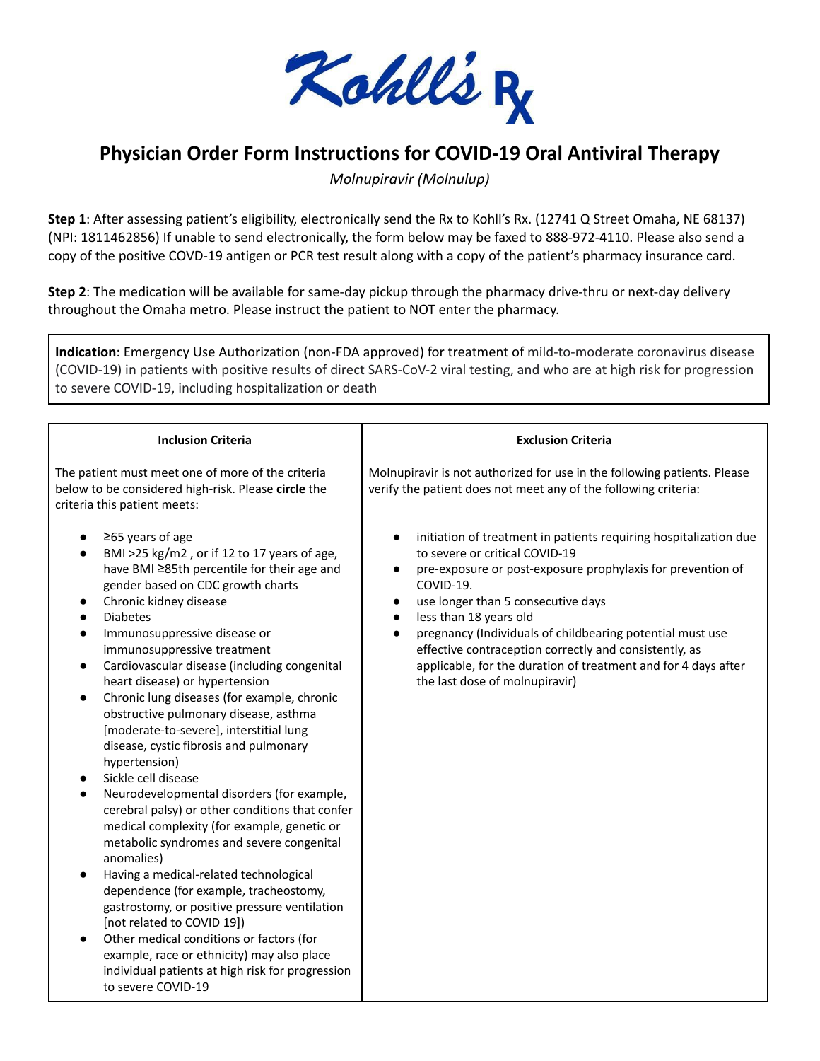# Kohll's Rx

## Physician Order Form Instructions for COVID-19 Oral Antiviral Therapy

*Molnupiravir (Molnulup)*

**Step 1**: After assessing patient's eligibility, electronically send the Rx to Kohll's Rx. (12741 Q Street Omaha, NE 68137) (NPI: 1811462856) If unable to send electronically, the form below may be faxed to 888-972-4110. Please also send a copy of the positive COVD-19 antigen or PCR test result along with a copy of the patient's pharmacy insurance card.

**Step 2**: The medication will be available for same-day pickup through the pharmacy drive-thru or next-day delivery throughout the Omaha metro. Please instruct the patient to NOT enter the pharmacy.

**Indication**: Emergency Use Authorization (non-FDA approved) for treatment of mild-to-moderate coronavirus disease (COVID-19) in patients with positive results of direct SARS-CoV-2 viral testing, and who are at high risk for progression to severe COVID-19, including hospitalization or death

| Inclusion Criteria | Exclusion Criteria |
| --- | --- |
| The patient must meet one of more of the criteria below to be considered high-risk. Please **circle** the criteria this patient meets:<br><br>• ≥65 years of age<br>• BMI >25 kg/m2 , or if 12 to 17 years of age, have BMI ≥85th percentile for their age and gender based on CDC growth charts<br>• Chronic kidney disease<br>• Diabetes<br>• Immunosuppressive disease or immunosuppressive treatment<br>• Cardiovascular disease (including congenital heart disease) or hypertension<br>• Chronic lung diseases (for example, chronic obstructive pulmonary disease, asthma [moderate-to-severe], interstitial lung disease, cystic fibrosis and pulmonary hypertension)<br>• Sickle cell disease<br>• Neurodevelopmental disorders (for example, cerebral palsy) or other conditions that confer medical complexity (for example, genetic or metabolic syndromes and severe congenital anomalies)<br>• Having a medical-related technological dependence (for example, tracheostomy, gastrostomy, or positive pressure ventilation [not related to COVID 19])<br>• Other medical conditions or factors (for example, race or ethnicity) may also place individual patients at high risk for progression to severe COVID-19 | Molnupiravir is not authorized for use in the following patients. Please verify the patient does not meet any of the following criteria:<br><br>• initiation of treatment in patients requiring hospitalization due to severe or critical COVID-19<br>• pre-exposure or post-exposure prophylaxis for prevention of COVID-19.<br>• use longer than 5 consecutive days<br>• less than 18 years old<br>• pregnancy (Individuals of childbearing potential must use effective contraception correctly and consistently, as applicable, for the duration of treatment and for 4 days after the last dose of molnupiravir) |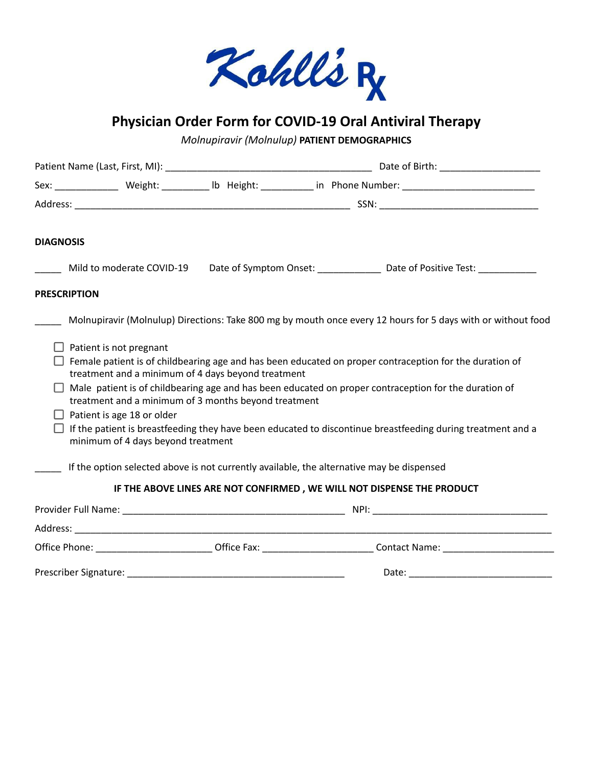Kohll's Rx

# Physician Order Form for COVID-19 Oral Antiviral Therapy

*Molnupiravir (Molnulup)* **PATIENT DEMOGRAPHICS**

Patient Name (Last, First, MI): ______________________________________ Date of Birth: __________________

Sex: ___________ Weight: ________ lb Height: _________ in Phone Number: _______________________

Address: __________________________________________________ SSN: _____________________________

**DIAGNOSIS**

_____ Mild to moderate COVID-19 Date of Symptom Onset: ___________ Date of Positive Test: ___________

**PRESCRIPTION**

_____ Molnupiravir (Molnulup) Directions: Take 800 mg by mouth once every 12 hours for 5 days with or without food

- ☐ Patient is not pregnant
- ☐ Female patient is of childbearing age and has been educated on proper contraception for the duration of treatment and a minimum of 4 days beyond treatment
- ☐ Male patient is of childbearing age and has been educated on proper contraception for the duration of treatment and a minimum of 3 months beyond treatment
- ☐ Patient is age 18 or older
- ☐ If the patient is breastfeeding they have been educated to discontinue breastfeeding during treatment and a minimum of 4 days beyond treatment

_____ If the option selected above is not currently available, the alternative may be dispensed

**IF THE ABOVE LINES ARE NOT CONFIRMED , WE WILL NOT DISPENSE THE PRODUCT**

Provider Full Name: ________________________________________ NPI: ________________________________

Address: ________________________________________________________________________________________

Office Phone: _____________________ Office Fax: ____________________ Contact Name: ____________________

Prescriber Signature: ________________________________________ Date: __________________________